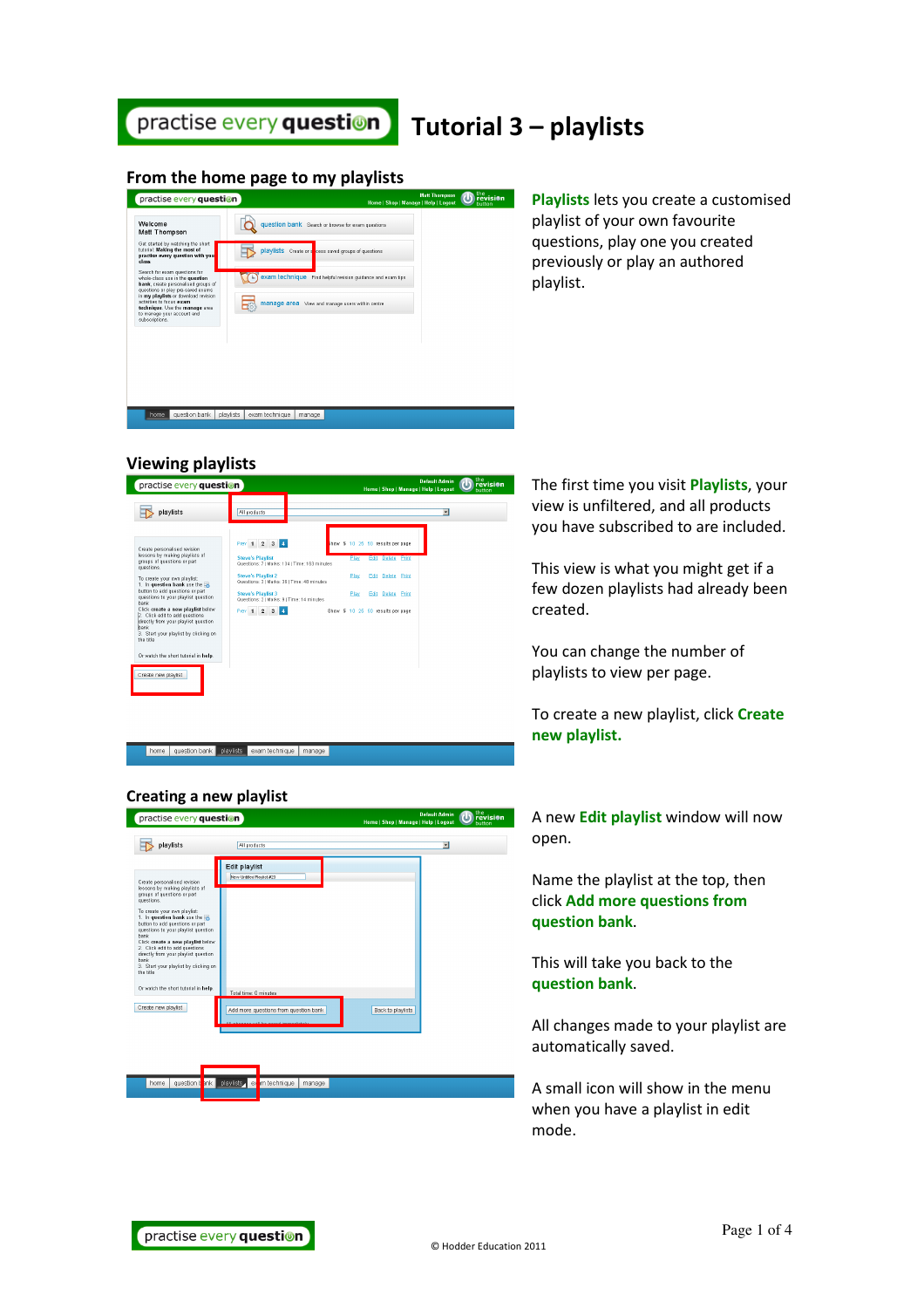# Tutorial 3 – playlists

## From the home page to my playlists

**Playlists** lets you create a customised playlist of your own favourite questions, play one you created previously or play an authored playlist.

## Viewing playlists

The first time you visit **Playlists**, your view is unfiltered, and all products you have subscribed to are included.

This view is what you might get if a few dozen playlists had already been created.

You can change the number of playlists to view per page.

To create a new playlist, click **Create new playlist.**

## Creating a new playlist

A new **Edit playlist** window will now open.

Name the playlist at the top, then click **Add more questions from question bank**.

This will take you back to the **question bank**.

All changes made to your playlist are automatically saved.

A small icon will show in the menu when you have a playlist in edit mode.

© Hodder Education 2011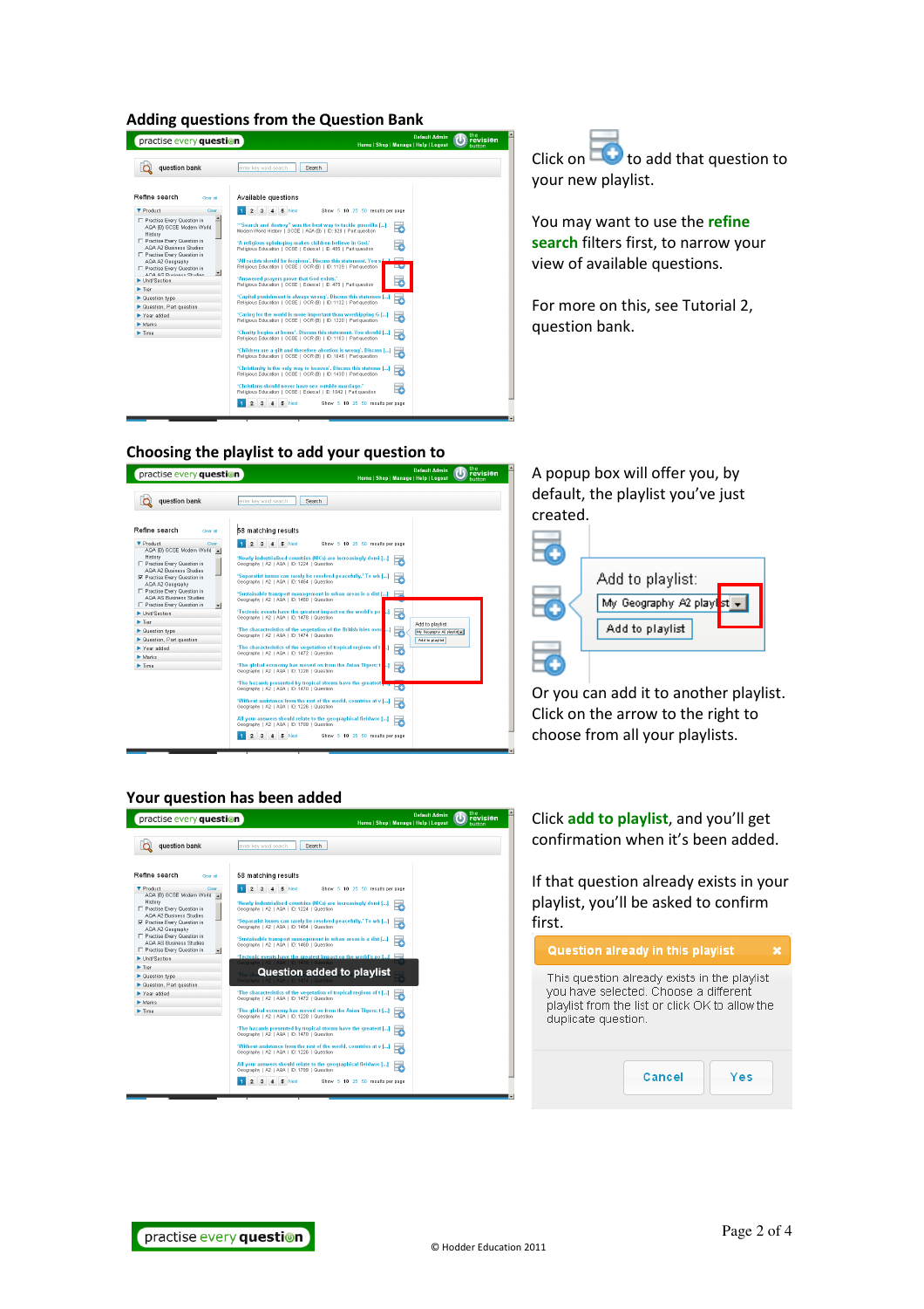## Adding questions from the Question Bank

Click on [icon] to add that question to your new playlist.

You may want to use the **refine search** filters first, to narrow your view of available questions.

For more on this, see Tutorial 2, question bank.

## Choosing the playlist to add your question to

A popup box will offer you, by default, the playlist you've just created.

Add to playlist:

My Geography A2 playlist

Add to playlist

Or you can add it to another playlist. Click on the arrow to the right to choose from all your playlists.

## Your question has been added

Question added to playlist

Click **add to playlist**, and you'll get confirmation when it's been added.

If that question already exists in your playlist, you'll be asked to confirm first.

**Question already in this playlist**

This question already exists in the playlist you have selected. Choose a different playlist from the list or click OK to allow the duplicate question.

Cancel Yes

practise every question

© Hodder Education 2011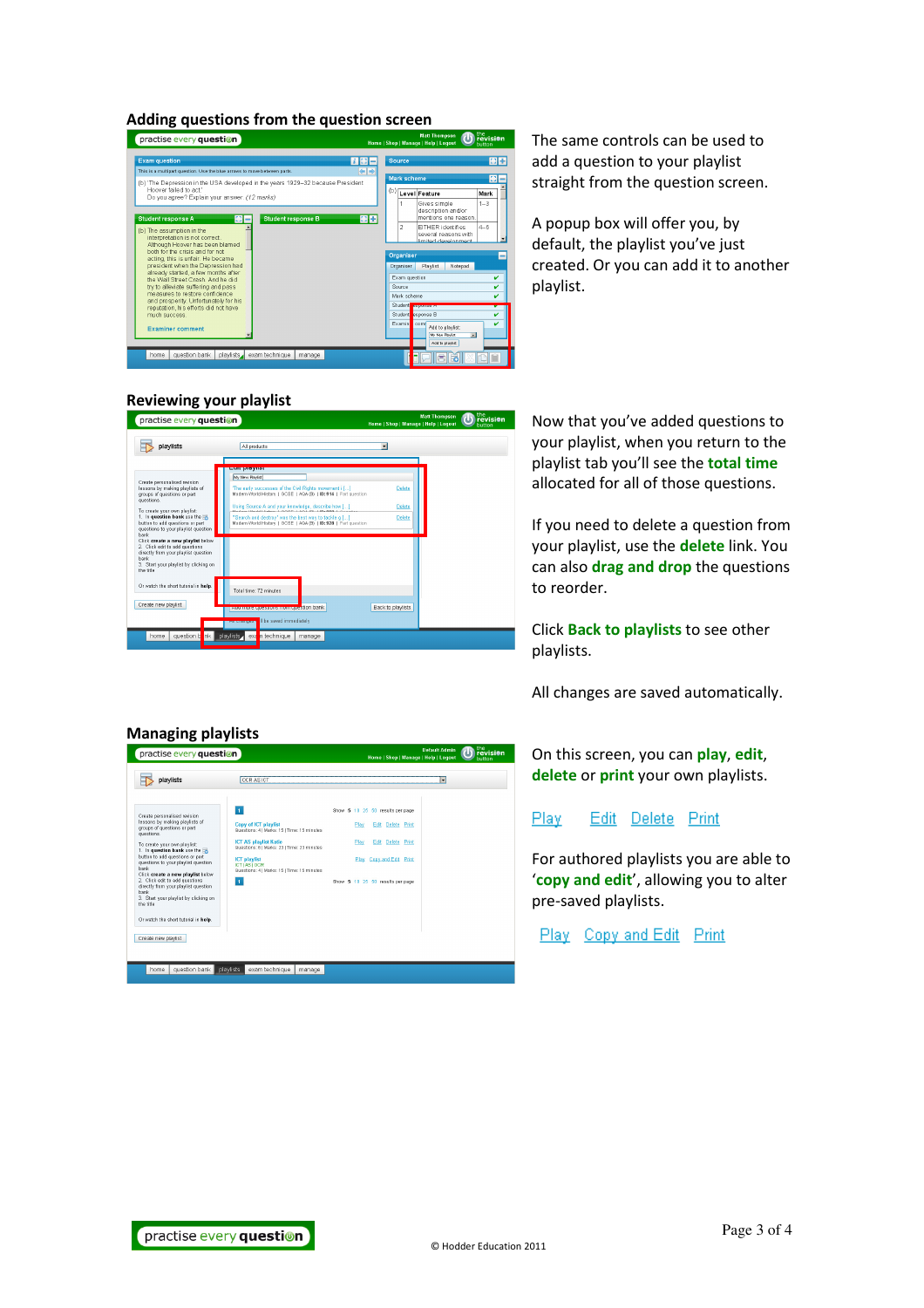## Adding questions from the question screen

The same controls can be used to add a question to your playlist straight from the question screen.

A popup box will offer you, by default, the playlist you've just created. Or you can add it to another playlist.

## Reviewing your playlist

Now that you've added questions to your playlist, when you return to the playlist tab you'll see the **total time** allocated for all of those questions.

If you need to delete a question from your playlist, use the **delete** link. You can also **drag and drop** the questions to reorder.

Click **Back to playlists** to see other playlists.

All changes are saved automatically.

## Managing playlists

On this screen, you can **play**, **edit**, **delete** or **print** your own playlists.

Play Edit Delete Print

For authored playlists you are able to '**copy and edit**', allowing you to alter pre-saved playlists.

Play Copy and Edit Print

© Hodder Education 2011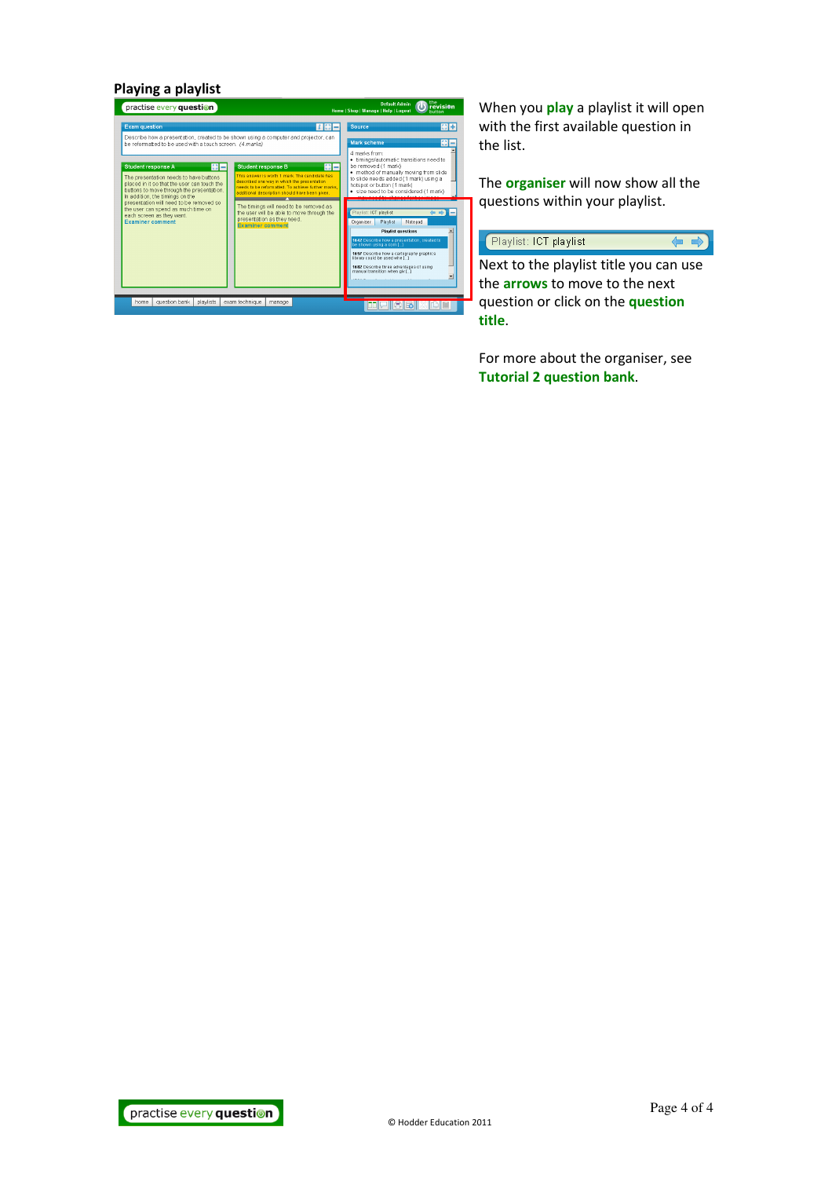## Playing a playlist

When you **play** a playlist it will open with the first available question in the list.

The **organiser** will now show all the questions within your playlist.

Next to the playlist title you can use the **arrows** to move to the next question or click on the **question title**.

For more about the organiser, see **Tutorial 2 question bank**.

© Hodder Education 2011